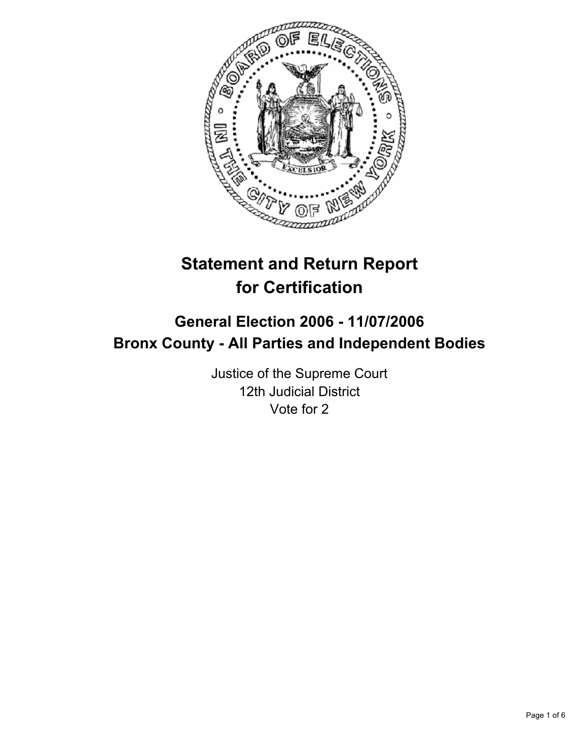# Statement and Return Report for Certification

## General Election 2006 - 11/07/2006
## Bronx County - All Parties and Independent Bodies

Justice of the Supreme Court
12th Judicial District
Vote for 2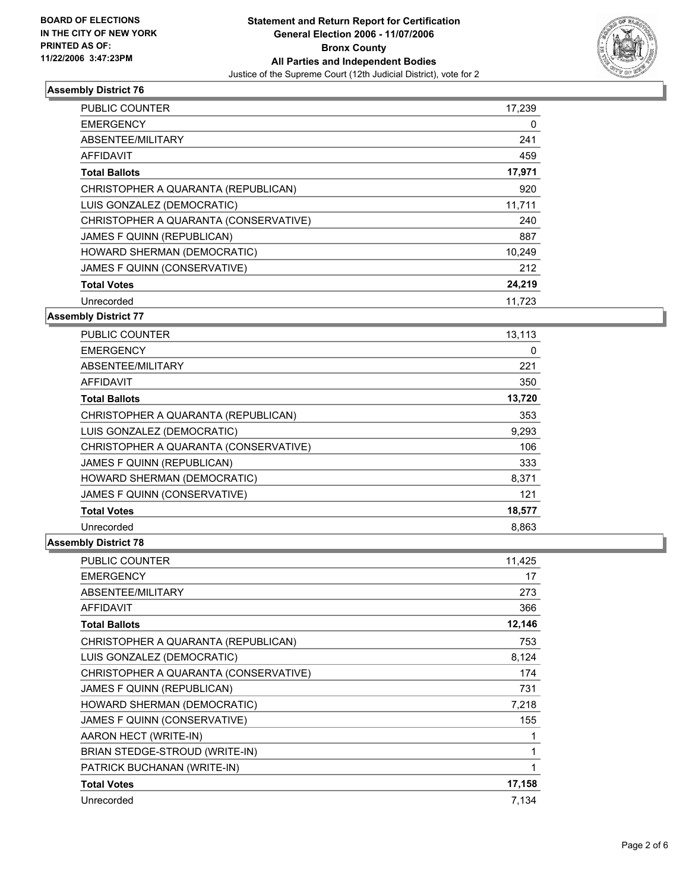**BOARD OF ELECTIONS IN THE CITY OF NEW YORK PRINTED AS OF: 11/22/2006 3:47:23PM**

# Statement and Return Report for Certification
## General Election 2006 - 11/07/2006
## Bronx County
## All Parties and Independent Bodies
Justice of the Supreme Court (12th Judicial District), vote for 2

### Assembly District 76

| | |
|---|---|
| PUBLIC COUNTER | 17,239 |
| EMERGENCY | 0 |
| ABSENTEE/MILITARY | 241 |
| AFFIDAVIT | 459 |
| **Total Ballots** | **17,971** |
| CHRISTOPHER A QUARANTA (REPUBLICAN) | 920 |
| LUIS GONZALEZ (DEMOCRATIC) | 11,711 |
| CHRISTOPHER A QUARANTA (CONSERVATIVE) | 240 |
| JAMES F QUINN (REPUBLICAN) | 887 |
| HOWARD SHERMAN (DEMOCRATIC) | 10,249 |
| JAMES F QUINN (CONSERVATIVE) | 212 |
| **Total Votes** | **24,219** |
| Unrecorded | 11,723 |

### Assembly District 77

| | |
|---|---|
| PUBLIC COUNTER | 13,113 |
| EMERGENCY | 0 |
| ABSENTEE/MILITARY | 221 |
| AFFIDAVIT | 350 |
| **Total Ballots** | **13,720** |
| CHRISTOPHER A QUARANTA (REPUBLICAN) | 353 |
| LUIS GONZALEZ (DEMOCRATIC) | 9,293 |
| CHRISTOPHER A QUARANTA (CONSERVATIVE) | 106 |
| JAMES F QUINN (REPUBLICAN) | 333 |
| HOWARD SHERMAN (DEMOCRATIC) | 8,371 |
| JAMES F QUINN (CONSERVATIVE) | 121 |
| **Total Votes** | **18,577** |
| Unrecorded | 8,863 |

### Assembly District 78

| | |
|---|---|
| PUBLIC COUNTER | 11,425 |
| EMERGENCY | 17 |
| ABSENTEE/MILITARY | 273 |
| AFFIDAVIT | 366 |
| **Total Ballots** | **12,146** |
| CHRISTOPHER A QUARANTA (REPUBLICAN) | 753 |
| LUIS GONZALEZ (DEMOCRATIC) | 8,124 |
| CHRISTOPHER A QUARANTA (CONSERVATIVE) | 174 |
| JAMES F QUINN (REPUBLICAN) | 731 |
| HOWARD SHERMAN (DEMOCRATIC) | 7,218 |
| JAMES F QUINN (CONSERVATIVE) | 155 |
| AARON HECT (WRITE-IN) | 1 |
| BRIAN STEDGE-STROUD (WRITE-IN) | 1 |
| PATRICK BUCHANAN (WRITE-IN) | 1 |
| **Total Votes** | **17,158** |
| Unrecorded | 7,134 |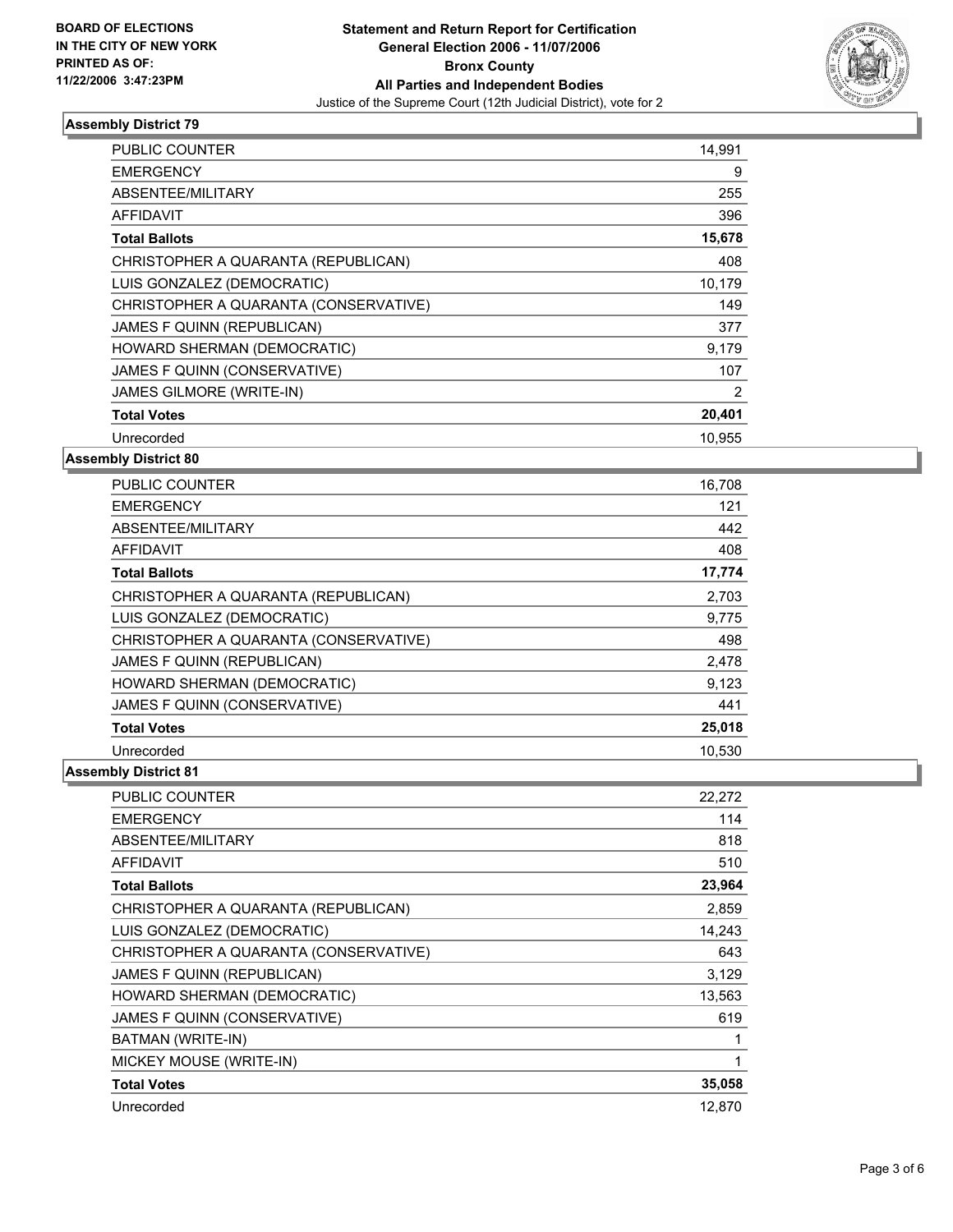**BOARD OF ELECTIONS IN THE CITY OF NEW YORK**
**PRINTED AS OF: 11/22/2006 3:47:23PM**

# Statement and Return Report for Certification
## General Election 2006 - 11/07/2006
## Bronx County
## All Parties and Independent Bodies
Justice of the Supreme Court (12th Judicial District), vote for 2

### Assembly District 79

| | |
|---|---|
| PUBLIC COUNTER | 14,991 |
| EMERGENCY | 9 |
| ABSENTEE/MILITARY | 255 |
| AFFIDAVIT | 396 |
| **Total Ballots** | **15,678** |
| CHRISTOPHER A QUARANTA (REPUBLICAN) | 408 |
| LUIS GONZALEZ (DEMOCRATIC) | 10,179 |
| CHRISTOPHER A QUARANTA (CONSERVATIVE) | 149 |
| JAMES F QUINN (REPUBLICAN) | 377 |
| HOWARD SHERMAN (DEMOCRATIC) | 9,179 |
| JAMES F QUINN (CONSERVATIVE) | 107 |
| JAMES GILMORE (WRITE-IN) | 2 |
| **Total Votes** | **20,401** |
| Unrecorded | 10,955 |

### Assembly District 80

| | |
|---|---|
| PUBLIC COUNTER | 16,708 |
| EMERGENCY | 121 |
| ABSENTEE/MILITARY | 442 |
| AFFIDAVIT | 408 |
| **Total Ballots** | **17,774** |
| CHRISTOPHER A QUARANTA (REPUBLICAN) | 2,703 |
| LUIS GONZALEZ (DEMOCRATIC) | 9,775 |
| CHRISTOPHER A QUARANTA (CONSERVATIVE) | 498 |
| JAMES F QUINN (REPUBLICAN) | 2,478 |
| HOWARD SHERMAN (DEMOCRATIC) | 9,123 |
| JAMES F QUINN (CONSERVATIVE) | 441 |
| **Total Votes** | **25,018** |
| Unrecorded | 10,530 |

### Assembly District 81

| | |
|---|---|
| PUBLIC COUNTER | 22,272 |
| EMERGENCY | 114 |
| ABSENTEE/MILITARY | 818 |
| AFFIDAVIT | 510 |
| **Total Ballots** | **23,964** |
| CHRISTOPHER A QUARANTA (REPUBLICAN) | 2,859 |
| LUIS GONZALEZ (DEMOCRATIC) | 14,243 |
| CHRISTOPHER A QUARANTA (CONSERVATIVE) | 643 |
| JAMES F QUINN (REPUBLICAN) | 3,129 |
| HOWARD SHERMAN (DEMOCRATIC) | 13,563 |
| JAMES F QUINN (CONSERVATIVE) | 619 |
| BATMAN (WRITE-IN) | 1 |
| MICKEY MOUSE (WRITE-IN) | 1 |
| **Total Votes** | **35,058** |
| Unrecorded | 12,870 |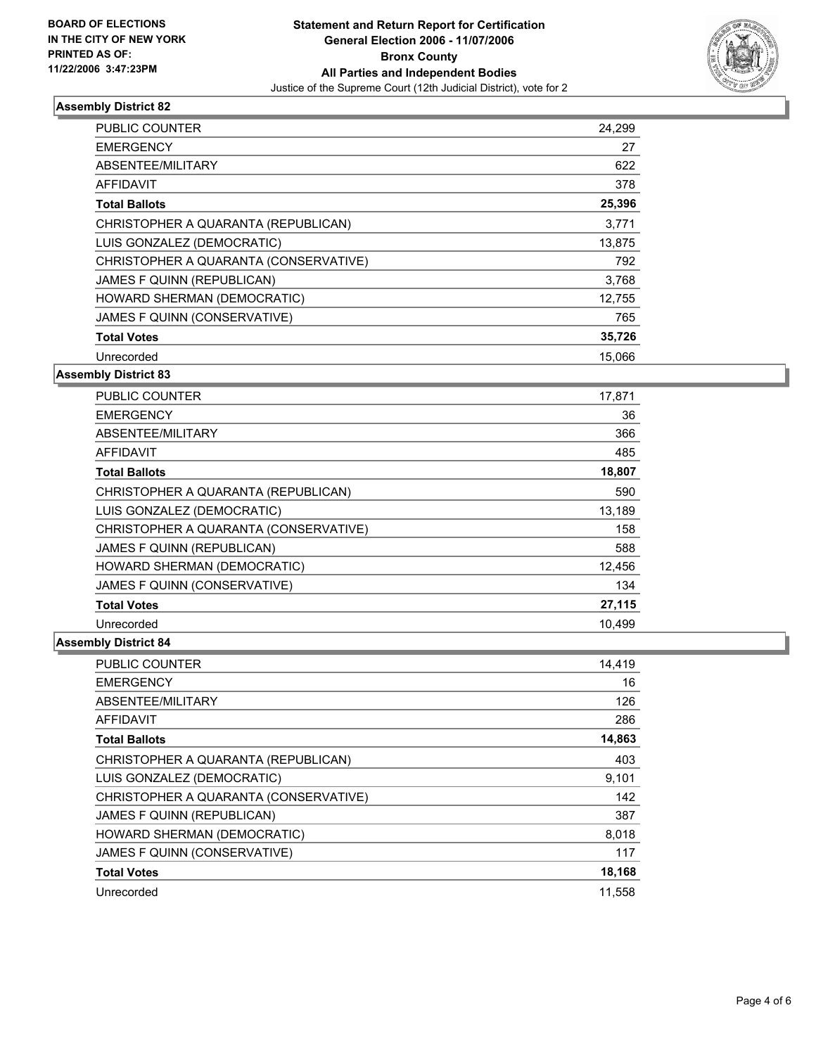**BOARD OF ELECTIONS IN THE CITY OF NEW YORK PRINTED AS OF: 11/22/2006 3:47:23PM**

# Statement and Return Report for Certification
## General Election 2006 - 11/07/2006
## Bronx County
## All Parties and Independent Bodies
Justice of the Supreme Court (12th Judicial District), vote for 2

### Assembly District 82

| | |
|---|---|
| PUBLIC COUNTER | 24,299 |
| EMERGENCY | 27 |
| ABSENTEE/MILITARY | 622 |
| AFFIDAVIT | 378 |
| **Total Ballots** | **25,396** |
| CHRISTOPHER A QUARANTA (REPUBLICAN) | 3,771 |
| LUIS GONZALEZ (DEMOCRATIC) | 13,875 |
| CHRISTOPHER A QUARANTA (CONSERVATIVE) | 792 |
| JAMES F QUINN (REPUBLICAN) | 3,768 |
| HOWARD SHERMAN (DEMOCRATIC) | 12,755 |
| JAMES F QUINN (CONSERVATIVE) | 765 |
| **Total Votes** | **35,726** |
| Unrecorded | 15,066 |

### Assembly District 83

| | |
|---|---|
| PUBLIC COUNTER | 17,871 |
| EMERGENCY | 36 |
| ABSENTEE/MILITARY | 366 |
| AFFIDAVIT | 485 |
| **Total Ballots** | **18,807** |
| CHRISTOPHER A QUARANTA (REPUBLICAN) | 590 |
| LUIS GONZALEZ (DEMOCRATIC) | 13,189 |
| CHRISTOPHER A QUARANTA (CONSERVATIVE) | 158 |
| JAMES F QUINN (REPUBLICAN) | 588 |
| HOWARD SHERMAN (DEMOCRATIC) | 12,456 |
| JAMES F QUINN (CONSERVATIVE) | 134 |
| **Total Votes** | **27,115** |
| Unrecorded | 10,499 |

### Assembly District 84

| | |
|---|---|
| PUBLIC COUNTER | 14,419 |
| EMERGENCY | 16 |
| ABSENTEE/MILITARY | 126 |
| AFFIDAVIT | 286 |
| **Total Ballots** | **14,863** |
| CHRISTOPHER A QUARANTA (REPUBLICAN) | 403 |
| LUIS GONZALEZ (DEMOCRATIC) | 9,101 |
| CHRISTOPHER A QUARANTA (CONSERVATIVE) | 142 |
| JAMES F QUINN (REPUBLICAN) | 387 |
| HOWARD SHERMAN (DEMOCRATIC) | 8,018 |
| JAMES F QUINN (CONSERVATIVE) | 117 |
| **Total Votes** | **18,168** |
| Unrecorded | 11,558 |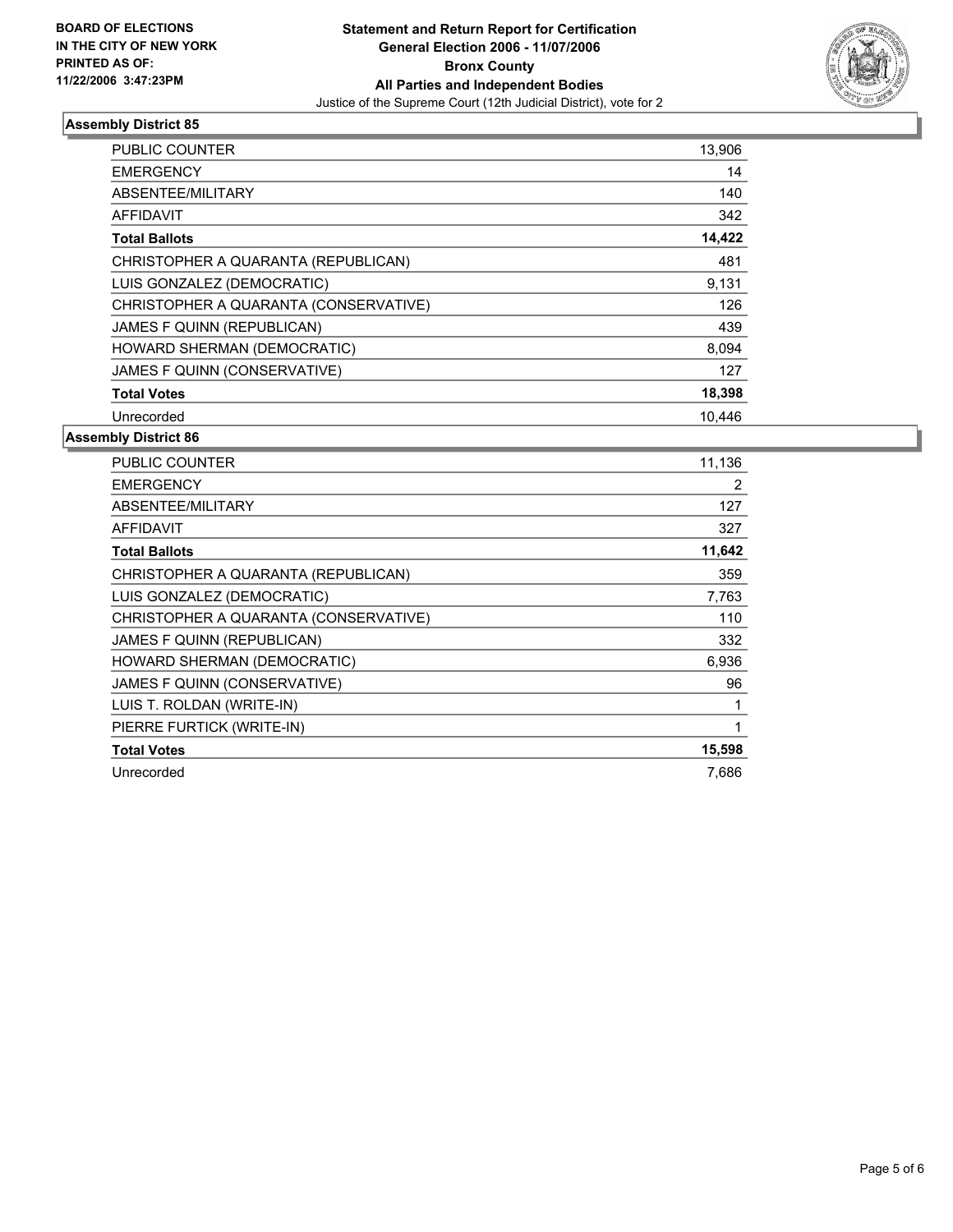**BOARD OF ELECTIONS IN THE CITY OF NEW YORK PRINTED AS OF: 11/22/2006 3:47:23PM**

**Statement and Return Report for Certification**
**General Election 2006 - 11/07/2006**
**Bronx County**
**All Parties and Independent Bodies**
Justice of the Supreme Court (12th Judicial District), vote for 2

## Assembly District 85

| | |
|---|---|
| PUBLIC COUNTER | 13,906 |
| EMERGENCY | 14 |
| ABSENTEE/MILITARY | 140 |
| AFFIDAVIT | 342 |
| **Total Ballots** | **14,422** |
| CHRISTOPHER A QUARANTA (REPUBLICAN) | 481 |
| LUIS GONZALEZ (DEMOCRATIC) | 9,131 |
| CHRISTOPHER A QUARANTA (CONSERVATIVE) | 126 |
| JAMES F QUINN (REPUBLICAN) | 439 |
| HOWARD SHERMAN (DEMOCRATIC) | 8,094 |
| JAMES F QUINN (CONSERVATIVE) | 127 |
| **Total Votes** | **18,398** |
| Unrecorded | 10,446 |

## Assembly District 86

| | |
|---|---|
| PUBLIC COUNTER | 11,136 |
| EMERGENCY | 2 |
| ABSENTEE/MILITARY | 127 |
| AFFIDAVIT | 327 |
| **Total Ballots** | **11,642** |
| CHRISTOPHER A QUARANTA (REPUBLICAN) | 359 |
| LUIS GONZALEZ (DEMOCRATIC) | 7,763 |
| CHRISTOPHER A QUARANTA (CONSERVATIVE) | 110 |
| JAMES F QUINN (REPUBLICAN) | 332 |
| HOWARD SHERMAN (DEMOCRATIC) | 6,936 |
| JAMES F QUINN (CONSERVATIVE) | 96 |
| LUIS T. ROLDAN (WRITE-IN) | 1 |
| PIERRE FURTICK (WRITE-IN) | 1 |
| **Total Votes** | **15,598** |
| Unrecorded | 7,686 |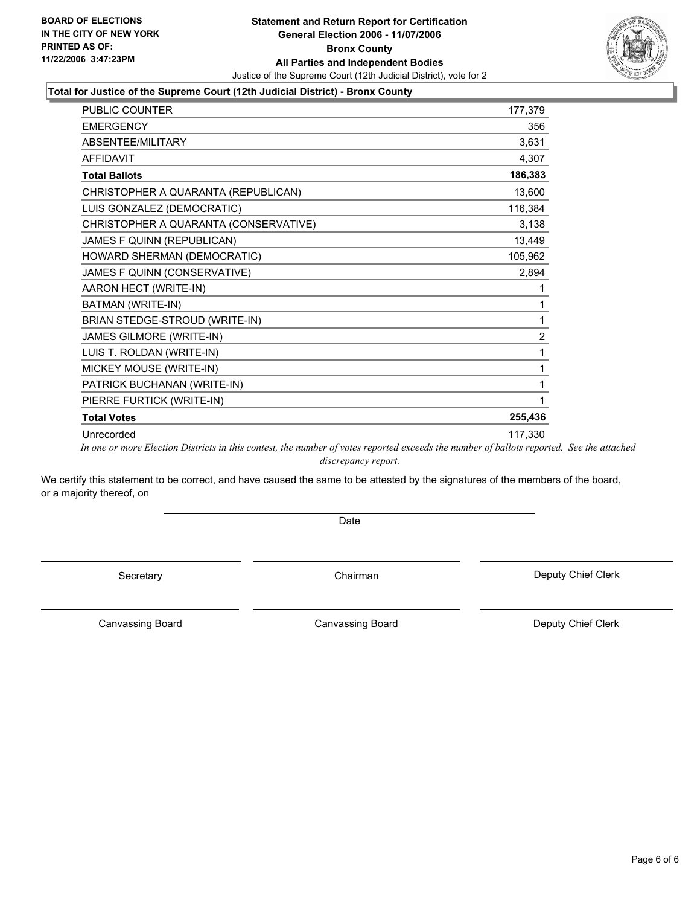**BOARD OF ELECTIONS IN THE CITY OF NEW YORK PRINTED AS OF: 11/22/2006 3:47:23PM**

# Statement and Return Report for Certification
## General Election 2006 - 11/07/2006
## Bronx County
## All Parties and Independent Bodies

Justice of the Supreme Court (12th Judicial District), vote for 2

### Total for Justice of the Supreme Court (12th Judicial District) - Bronx County

| | |
|---|---|
| PUBLIC COUNTER | 177,379 |
| EMERGENCY | 356 |
| ABSENTEE/MILITARY | 3,631 |
| AFFIDAVIT | 4,307 |
| **Total Ballots** | **186,383** |
| CHRISTOPHER A QUARANTA (REPUBLICAN) | 13,600 |
| LUIS GONZALEZ (DEMOCRATIC) | 116,384 |
| CHRISTOPHER A QUARANTA (CONSERVATIVE) | 3,138 |
| JAMES F QUINN (REPUBLICAN) | 13,449 |
| HOWARD SHERMAN (DEMOCRATIC) | 105,962 |
| JAMES F QUINN (CONSERVATIVE) | 2,894 |
| AARON HECT (WRITE-IN) | 1 |
| BATMAN (WRITE-IN) | 1 |
| BRIAN STEDGE-STROUD (WRITE-IN) | 1 |
| JAMES GILMORE (WRITE-IN) | 2 |
| LUIS T. ROLDAN (WRITE-IN) | 1 |
| MICKEY MOUSE (WRITE-IN) | 1 |
| PATRICK BUCHANAN (WRITE-IN) | 1 |
| PIERRE FURTICK (WRITE-IN) | 1 |
| **Total Votes** | **255,436** |
| Unrecorded | 117,330 |

*In one or more Election Districts in this contest, the number of votes reported exceeds the number of ballots reported. See the attached discrepancy report.*

We certify this statement to be correct, and have caused the same to be attested by the signatures of the members of the board, or a majority thereof, on

Date

Secretary | Chairman | Deputy Chief Clerk

Canvassing Board | Canvassing Board | Deputy Chief Clerk